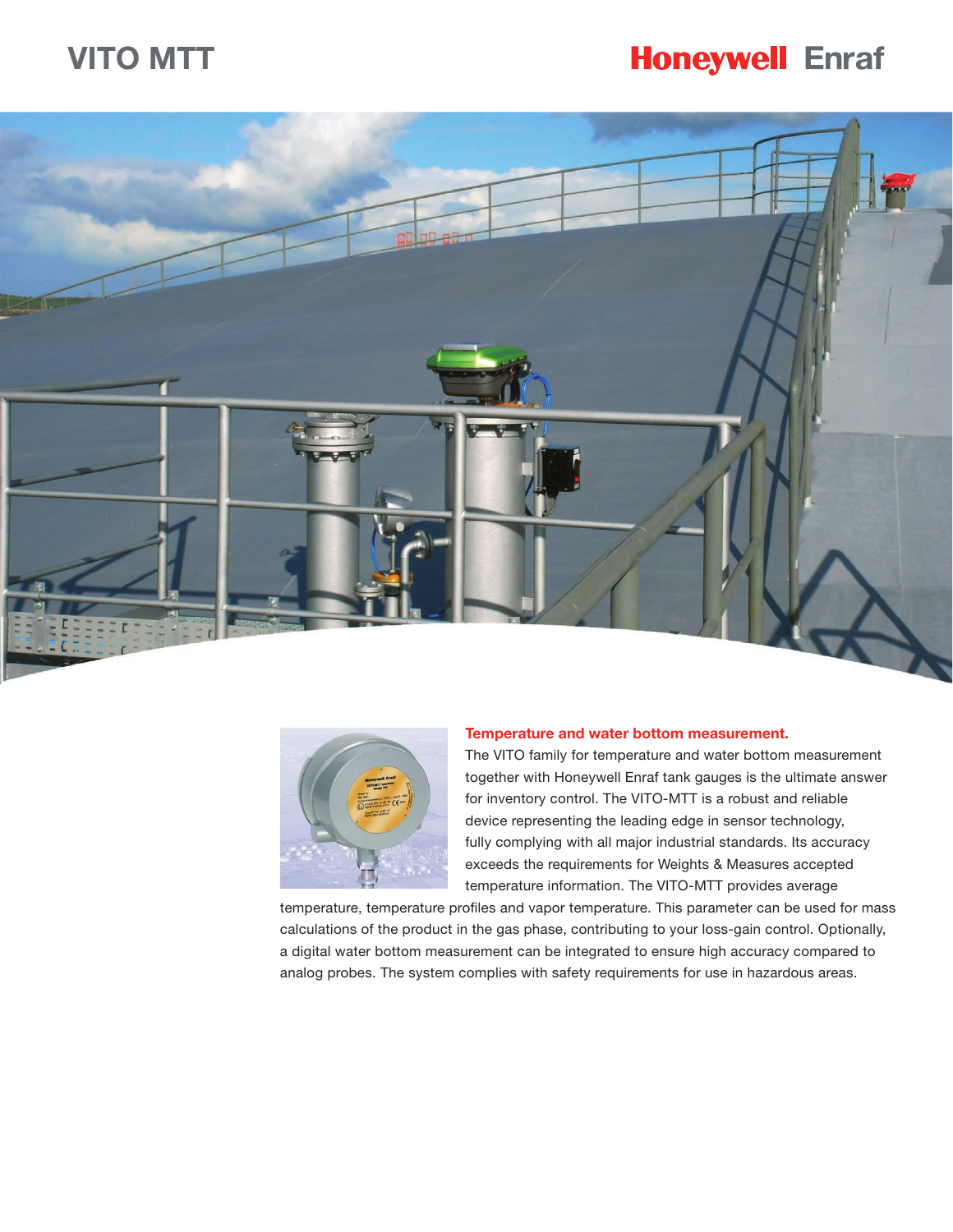# VITO MTT

Honeywell Enraf

## Temperature and water bottom measurement.

The VITO family for temperature and water bottom measurement together with Honeywell Enraf tank gauges is the ultimate answer for inventory control. The VITO-MTT is a robust and reliable device representing the leading edge in sensor technology, fully complying with all major industrial standards. Its accuracy exceeds the requirements for Weights & Measures accepted temperature information. The VITO-MTT provides average temperature, temperature profiles and vapor temperature. This parameter can be used for mass calculations of the product in the gas phase, contributing to your loss-gain control. Optionally, a digital water bottom measurement can be integrated to ensure high accuracy compared to analog probes. The system complies with safety requirements for use in hazardous areas.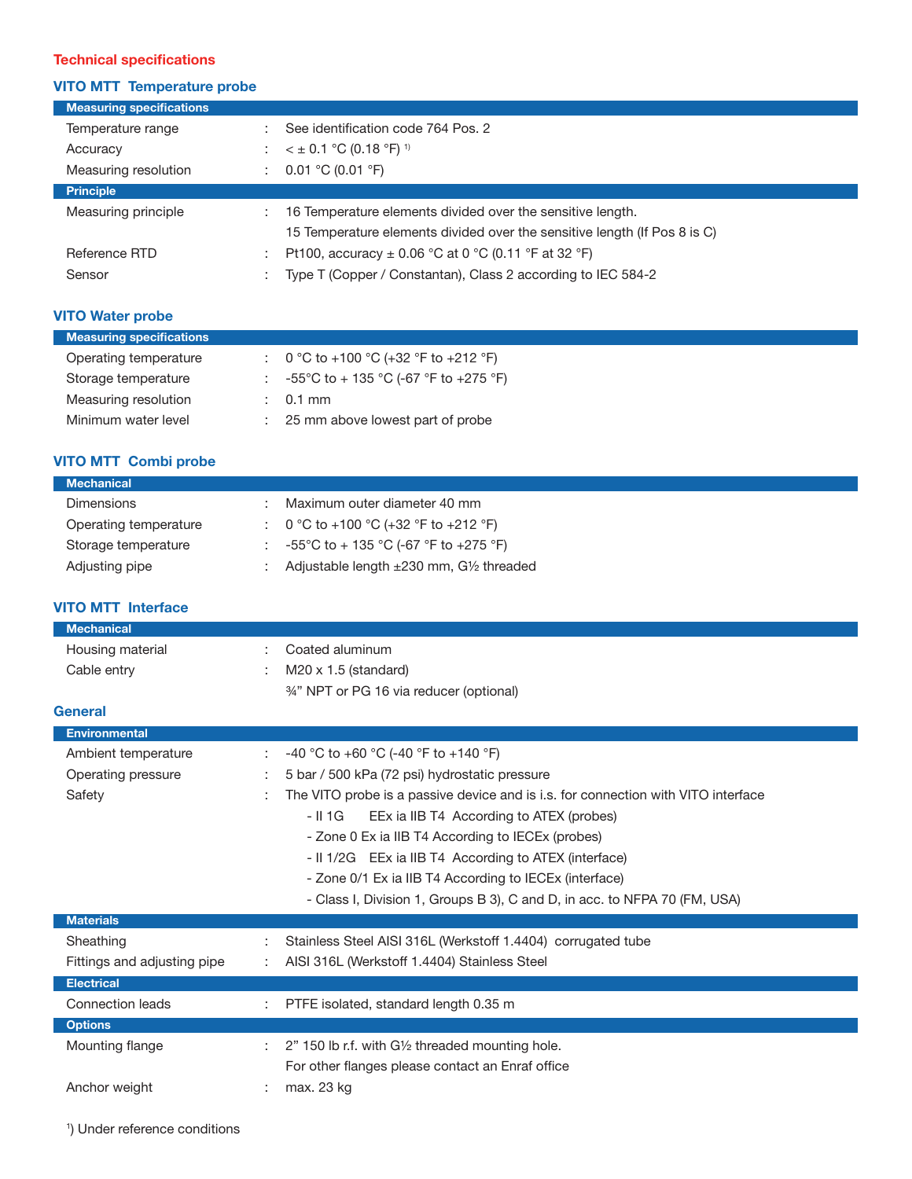## Technical specifications

### VITO MTT Temperature probe

| Measuring specifications | | |
|---|---|---|
| Temperature range | : | See identification code 764 Pos. 2 |
| Accuracy | : | < ± 0.1 °C (0.18 °F) [1] |
| Measuring resolution | : | 0.01 °C (0.01 °F) |
| **Principle** | | |
| Measuring principle | : | 16 Temperature elements divided over the sensitive length.<br>15 Temperature elements divided over the sensitive length (If Pos 8 is C) |
| Reference RTD | : | Pt100, accuracy ± 0.06 °C at 0 °C (0.11 °F at 32 °F) |
| Sensor | : | Type T (Copper / Constantan), Class 2 according to IEC 584-2 |

### VITO Water probe

| Measuring specifications | | |
|---|---|---|
| Operating temperature | : | 0 °C to +100 °C (+32 °F to +212 °F) |
| Storage temperature | : | -55°C to + 135 °C (-67 °F to +275 °F) |
| Measuring resolution | : | 0.1 mm |
| Minimum water level | : | 25 mm above lowest part of probe |

### VITO MTT Combi probe

| Mechanical | | |
|---|---|---|
| Dimensions | : | Maximum outer diameter 40 mm |
| Operating temperature | : | 0 °C to +100 °C (+32 °F to +212 °F) |
| Storage temperature | : | -55°C to + 135 °C (-67 °F to +275 °F) |
| Adjusting pipe | : | Adjustable length ±230 mm, G½ threaded |

### VITO MTT Interface

| Mechanical | | |
|---|---|---|
| Housing material | : | Coated aluminum |
| Cable entry | : | M20 x 1.5 (standard)<br>¾" NPT or PG 16 via reducer (optional) |

### General

| Environmental | | |
|---|---|---|
| Ambient temperature | : | -40 °C to +60 °C (-40 °F to +140 °F) |
| Operating pressure | : | 5 bar / 500 kPa (72 psi) hydrostatic pressure |
| Safety | : | The VITO probe is a passive device and is i.s. for connection with VITO interface<br>- II 1G EEx ia IIB T4 According to ATEX (probes)<br>- Zone 0 Ex ia IIB T4 According to IECEx (probes)<br>- II 1/2G EEx ia IIB T4 According to ATEX (interface)<br>- Zone 0/1 Ex ia IIB T4 According to IECEx (interface)<br>- Class I, Division 1, Groups B 3), C and D, in acc. to NFPA 70 (FM, USA) |
| **Materials** | | |
| Sheathing | : | Stainless Steel AISI 316L (Werkstoff 1.4404) corrugated tube |
| Fittings and adjusting pipe | : | AISI 316L (Werkstoff 1.4404) Stainless Steel |
| **Electrical** | | |
| Connection leads | : | PTFE isolated, standard length 0.35 m |
| **Options** | | |
| Mounting flange | : | 2" 150 lb r.f. with G½ threaded mounting hole.<br>For other flanges please contact an Enraf office |
| Anchor weight | : | max. 23 kg |

[1]) Under reference conditions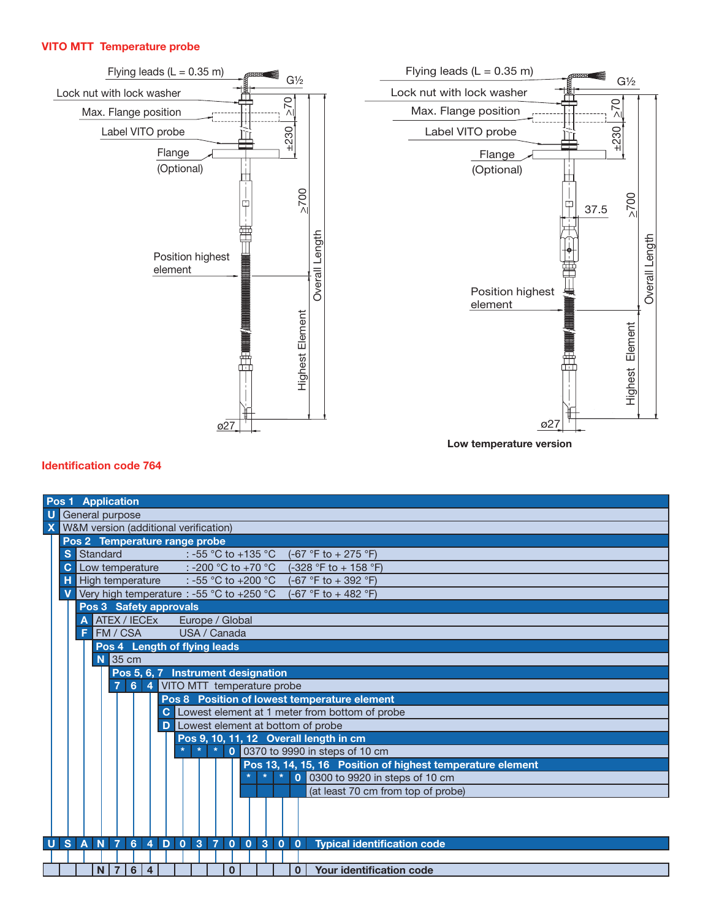## VITO MTT Temperature probe

Flying leads (L = 0.35 m)
G½
Lock nut with lock washer
Max. Flange position
Label VITO probe
Flange
(Optional)
≥70
±230
≥700
Overall Length
Position highest element
Highest Element
ø27

Flying leads (L = 0.35 m)
G½
Lock nut with lock washer
Max. Flange position
Label VITO probe
Flange
(Optional)
≥70
±230
37.5
≥700
Overall Length
Position highest element
Highest Element
ø27

**Low temperature version**

## Identification code 764

**Pos 1 Application**

| Code | Description |
|---|---|
| U | General purpose |
| X | W&M version (additional verification) |

**Pos 2 Temperature range probe**

| Code | Description | Range °C | Range °F |
|---|---|---|---|
| S | Standard | -55 °C to +135 °C | (-67 °F to + 275 °F) |
| C | Low temperature | -200 °C to +70 °C | (-328 °F to + 158 °F) |
| H | High temperature | -55 °C to +200 °C | (-67 °F to + 392 °F) |
| V | Very high temperature | -55 °C to +250 °C | (-67 °F to + 482 °F) |

**Pos 3 Safety approvals**

| Code | Description | Region |
|---|---|---|
| A | ATEX / IECEx | Europe / Global |
| F | FM / CSA | USA / Canada |

**Pos 4 Length of flying leads**

| Code | Description |
|---|---|
| N | 35 cm |

**Pos 5, 6, 7 Instrument designation**

| Code | Description |
|---|---|
| 7 6 4 | VITO MTT temperature probe |

**Pos 8 Position of lowest temperature element**

| Code | Description |
|---|---|
| C | Lowest element at 1 meter from bottom of probe |
| D | Lowest element at bottom of probe |

**Pos 9, 10, 11, 12 Overall length in cm**

| Code | Description |
|---|---|
| * * * 0 | 0370 to 9990 in steps of 10 cm |

**Pos 13, 14, 15, 16 Position of highest temperature element**

| Code | Description |
|---|---|
| * * * 0 | 0300 to 9920 in steps of 10 cm (at least 70 cm from top of probe) |

| 1 | 2 | 3 | 4 | 5 | 6 | 7 | 8 | 9 | 10 | 11 | 12 | 13 | 14 | 15 | 16 | |
|---|---|---|---|---|---|---|---|---|---|---|---|---|---|---|---|---|
| U | S | A | N | 7 | 6 | 4 | D | 0 | 3 | 7 | 0 | 0 | 3 | 0 | 0 | Typical identification code |
| | | | N | 7 | 6 | 4 | | | | | 0 | | | | 0 | Your identification code |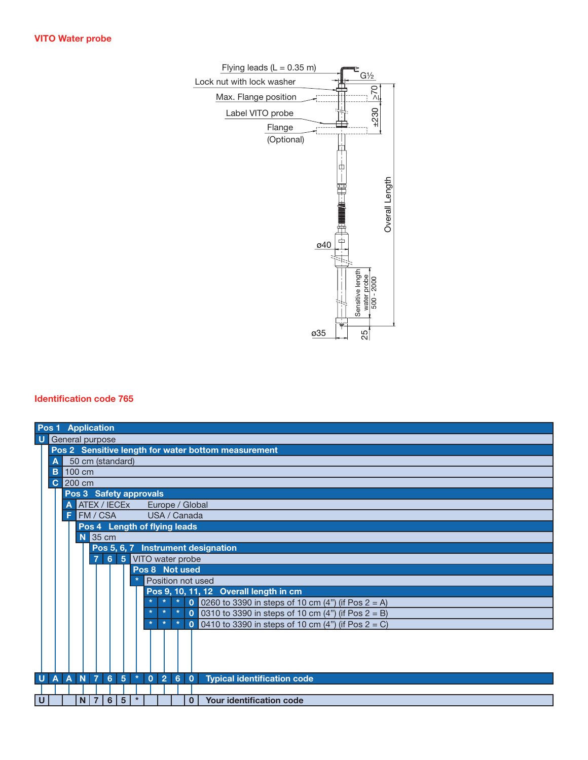## VITO Water probe

Flying leads (L = 0.35 m)

G1½

Lock nut with lock washer

Max. Flange position

Label VITO probe

Flange (Optional)

≥70

±230

Overall Length

ø40

Sensitive length water probe 500 - 2000

ø35

25

## Identification code 765

| Pos 1 Application | | | | | | | | | | | | |
|---|---|---|---|---|---|---|---|---|---|---|---|---|
| U | General purpose | | | | | | | | | | | |
| | **Pos 2 Sensitive length for water bottom measurement** | | | | | | | | | | | |
| | A | 50 cm (standard) | | | | | | | | | | |
| | B | 100 cm | | | | | | | | | | |
| | C | 200 cm | | | | | | | | | | |
| | | **Pos 3 Safety approvals** | | | | | | | | | | |
| | | A | ATEX / IECEx Europe / Global | | | | | | | | | |
| | | F | FM / CSA USA / Canada | | | | | | | | | |
| | | | **Pos 4 Length of flying leads** | | | | | | | | | |
| | | | N | 35 cm | | | | | | | | |
| | | | | **Pos 5, 6, 7 Instrument designation** | | | | | | | | |
| | | | | 7 | 6 | 5 | VITO water probe | | | | | |
| | | | | | | | **Pos 8 Not used** | | | | | |
| | | | | | | | * | Position not used | | | | |
| | | | | | | | | **Pos 9, 10, 11, 12 Overall length in cm** | | | | |
| | | | | | | | | * | * | * | 0 | 0260 to 3390 in steps of 10 cm (4") (if Pos 2 = A) |
| | | | | | | | | * | * | * | 0 | 0310 to 3390 in steps of 10 cm (4") (if Pos 2 = B) |
| | | | | | | | | * | * | * | 0 | 0410 to 3390 in steps of 10 cm (4") (if Pos 2 = C) |
| U | A | A | N | 7 | 6 | 5 | * | 0 | 2 | 6 | 0 | **Typical identification code** |
| U | | | N | 7 | 6 | 5 | * | | | | 0 | **Your identification code** |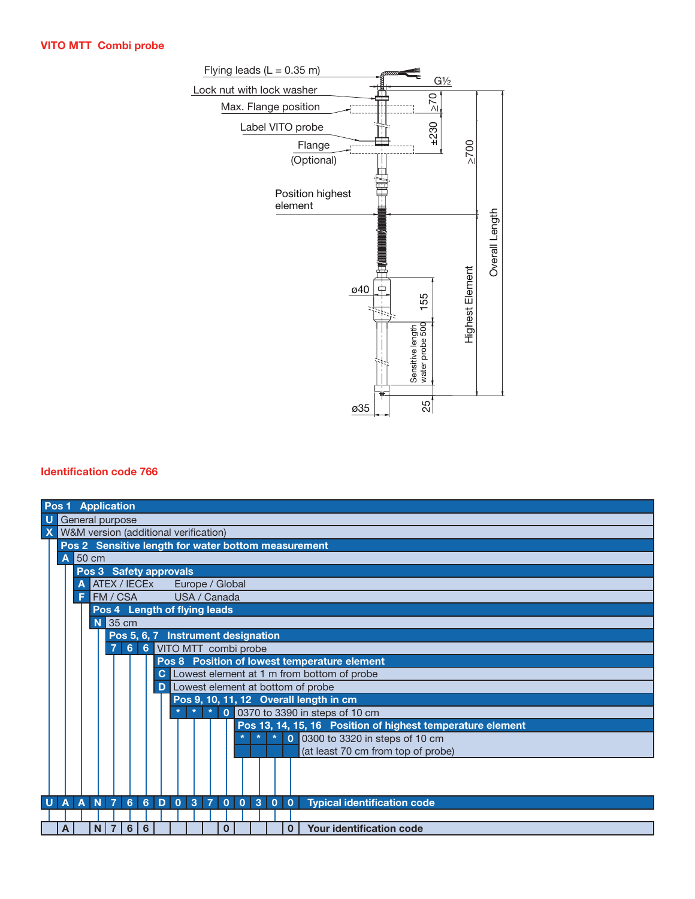## VITO MTT Combi probe

Flying leads (L = 0.35 m)

Lock nut with lock washer

Max. Flange position

Label VITO probe

Flange (Optional)

Position highest element

G½

≥70

±230

≥700

Overall Length

Highest Element

ø40

155

Sensitive length water probe 500

ø35

25

## Identification code 766

**Pos 1 Application**
- U — General purpose
- X — W&M version (additional verification)

**Pos 2 Sensitive length for water bottom measurement**
- A — 50 cm

**Pos 3 Safety approvals**
- A — ATEX / IECEx — Europe / Global
- F — FM / CSA — USA / Canada

**Pos 4 Length of flying leads**
- N — 35 cm

**Pos 5, 6, 7 Instrument designation**
- 7 6 6 — VITO MTT combi probe

**Pos 8 Position of lowest temperature element**
- C — Lowest element at 1 m from bottom of probe
- D — Lowest element at bottom of probe

**Pos 9, 10, 11, 12 Overall length in cm**
- * * * 0 — 0370 to 3390 in steps of 10 cm

**Pos 13, 14, 15, 16 Position of highest temperature element**
- * * * 0 — 0300 to 3320 in steps of 10 cm (at least 70 cm from top of probe)

| 1 | 2 | 3 | 4 | 5 | 6 | 7 | 8 | 9 | 10 | 11 | 12 | 13 | 14 | 15 | 16 | |
|---|---|---|---|---|---|---|---|---|---|---|---|---|---|---|---|---|
| U | A | A | N | 7 | 6 | 6 | D | 0 | 3 | 7 | 0 | 0 | 3 | 0 | 0 | Typical identification code |
| | A | | N | 7 | 6 | 6 | | | | | 0 | | | | 0 | Your identification code |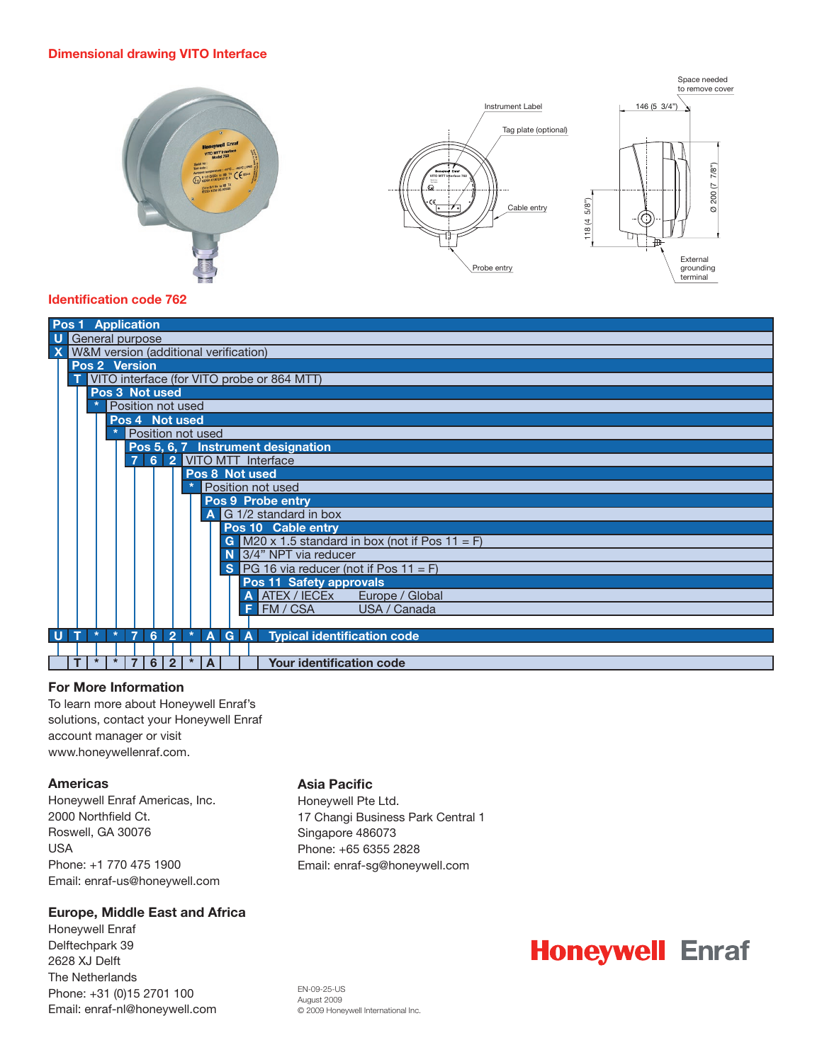## Dimensional drawing VITO Interface

Instrument Label
Tag plate (optional)
Cable entry
Probe entry
Space needed to remove cover
146 (5 3/4")
118 (4 5/8")
Ø 200 (7 7/8")
External grounding terminal

## Identification code 762

**Pos 1 Application**
- **U** General purpose
- **X** W&M version (additional verification)

**Pos 2 Version**
- **T** VITO interface (for VITO probe or 864 MTT)

**Pos 3 Not used**
- **\*** Position not used

**Pos 4 Not used**
- **\*** Position not used

**Pos 5, 6, 7 Instrument designation**
- **7 6 2** VITO MTT Interface

**Pos 8 Not used**
- **\*** Position not used

**Pos 9 Probe entry**
- **A** G 1/2 standard in box

**Pos 10 Cable entry**
- **G** M20 x 1.5 standard in box (not if Pos 11 = F)
- **N** 3/4" NPT via reducer
- **S** PG 16 via reducer (not if Pos 11 = F)

**Pos 11 Safety approvals**
- **A** ATEX / IECEx Europe / Global
- **F** FM / CSA USA / Canada

| 1 | 2 | 3 | 4 | 5 | 6 | 7 | 8 | 9 | 10 | 11 | |
|---|---|---|---|---|---|---|---|---|---|---|---|
| U | T | * | * | 7 | 6 | 2 | * | A | G | A | **Typical identification code** |
| | T | * | * | 7 | 6 | 2 | * | A | | | **Your identification code** |

### For More Information

To learn more about Honeywell Enraf's solutions, contact your Honeywell Enraf account manager or visit www.honeywellenraf.com.

### Americas

Honeywell Enraf Americas, Inc.
2000 Northfield Ct.
Roswell, GA 30076
USA
Phone: +1 770 475 1900
Email: enraf-us@honeywell.com

### Europe, Middle East and Africa

Honeywell Enraf
Delftechpark 39
2628 XJ Delft
The Netherlands
Phone: +31 (0)15 2701 100
Email: enraf-nl@honeywell.com

### Asia Pacific

Honeywell Pte Ltd.
17 Changi Business Park Central 1
Singapore 486073
Phone: +65 6355 2828
Email: enraf-sg@honeywell.com

EN-09-25-US
August 2009
© 2009 Honeywell International Inc.

**Honeywell Enraf**